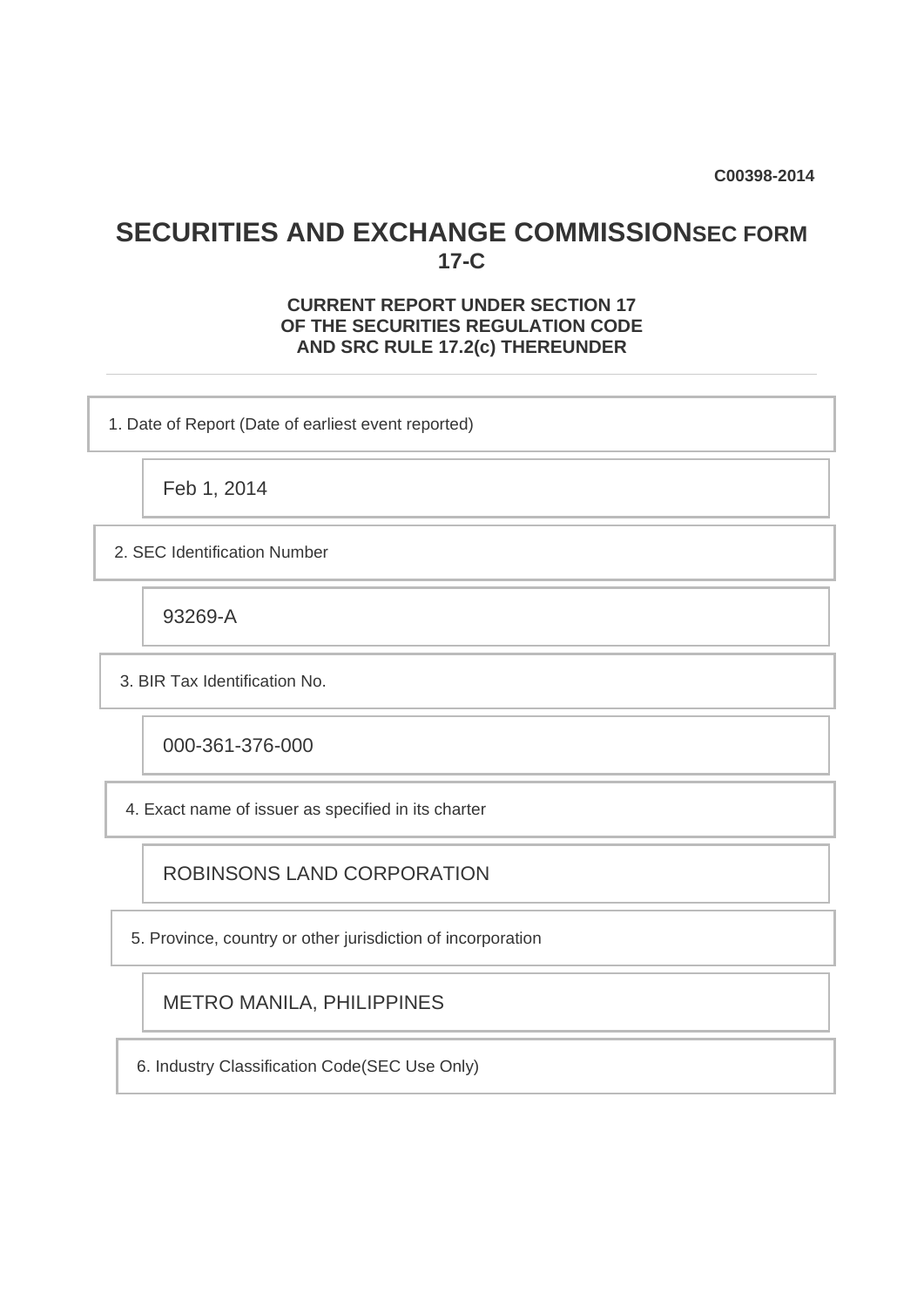C00398-2014

# SECURITIES AND EXCHANGE COMMISSION SEC FORM 17-C

**CURRENT REPORT UNDER SECTION 17
OF THE SECURITIES REGULATION CODE
AND SRC RULE 17.2(c) THEREUNDER**

1. Date of Report (Date of earliest event reported)

Feb 1, 2014

2. SEC Identification Number

93269-A

3. BIR Tax Identification No.

000-361-376-000

4. Exact name of issuer as specified in its charter

ROBINSONS LAND CORPORATION

5. Province, country or other jurisdiction of incorporation

METRO MANILA, PHILIPPINES

6. Industry Classification Code(SEC Use Only)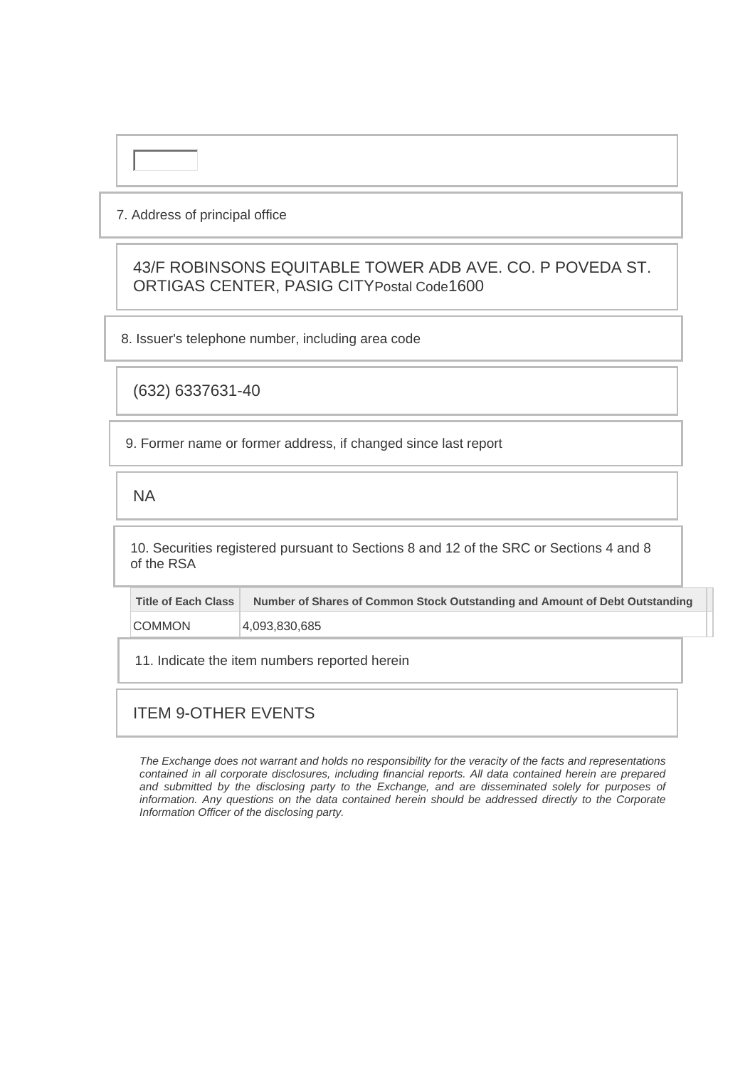7. Address of principal office

43/F ROBINSONS EQUITABLE TOWER ADB AVE. CO. P POVEDA ST. ORTIGAS CENTER, PASIG CITYPostal Code1600

8. Issuer's telephone number, including area code

(632) 6337631-40

9. Former name or former address, if changed since last report

NA

10. Securities registered pursuant to Sections 8 and 12 of the SRC or Sections 4 and 8 of the RSA

| Title of Each Class | Number of Shares of Common Stock Outstanding and Amount of Debt Outstanding |
|---|---|
| COMMON | 4,093,830,685 |

11. Indicate the item numbers reported herein

ITEM 9-OTHER EVENTS

*The Exchange does not warrant and holds no responsibility for the veracity of the facts and representations contained in all corporate disclosures, including financial reports. All data contained herein are prepared and submitted by the disclosing party to the Exchange, and are disseminated solely for purposes of information. Any questions on the data contained herein should be addressed directly to the Corporate Information Officer of the disclosing party.*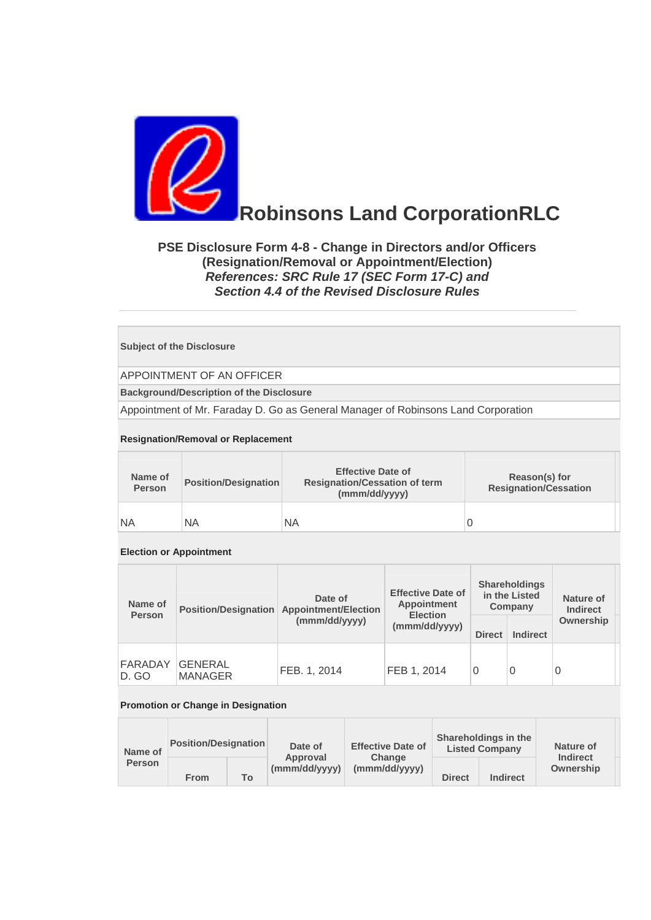# Robinsons Land CorporationRLC

**PSE Disclosure Form 4-8 - Change in Directors and/or Officers (Resignation/Removal or Appointment/Election)**
***References: SRC Rule 17 (SEC Form 17-C) and Section 4.4 of the Revised Disclosure Rules***

---

| **Subject of the Disclosure** |
|---|
| APPOINTMENT OF AN OFFICER |
| **Background/Description of the Disclosure** |
| Appointment of Mr. Faraday D. Go as General Manager of Robinsons Land Corporation |

**Resignation/Removal or Replacement**

| Name of Person | Position/Designation | Effective Date of Resignation/Cessation of term (mmm/dd/yyyy) | Reason(s) for Resignation/Cessation |
|---|---|---|---|
| NA | NA | NA | 0 |

**Election or Appointment**

| Name of Person | Position/Designation | Date of Appointment/Election (mmm/dd/yyyy) | Effective Date of Appointment Election (mmm/dd/yyyy) | Shareholdings in the Listed Company | | Nature of Indirect Ownership |
|---|---|---|---|---|---|---|
| | | | | Direct | Indirect | |
| FARADAY D. GO | GENERAL MANAGER | FEB. 1, 2014 | FEB 1, 2014 | 0 | 0 | 0 |

**Promotion or Change in Designation**

| Name of Person | Position/Designation | | Date of Approval (mmm/dd/yyyy) | Effective Date of Change (mmm/dd/yyyy) | Shareholdings in the Listed Company | | Nature of Indirect Ownership |
|---|---|---|---|---|---|---|---|
| | From | To | | | Direct | Indirect | |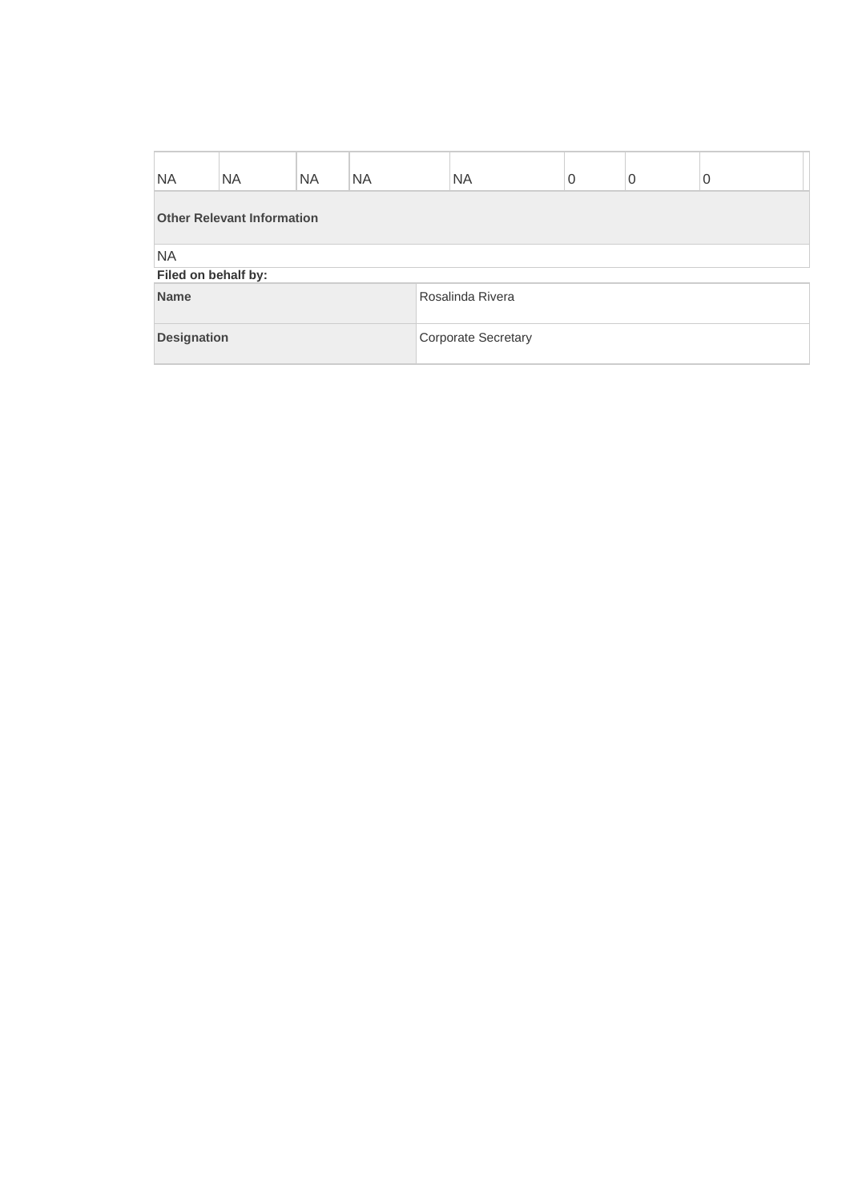| | | | | | | | |
|---|---|---|---|---|---|---|---|
| NA | NA | NA | NA | NA | 0 | 0 | 0 |

**Other Relevant Information**

NA

**Filed on behalf by:**

| | |
|---|---|
| **Name** | Rosalinda Rivera |
| **Designation** | Corporate Secretary |